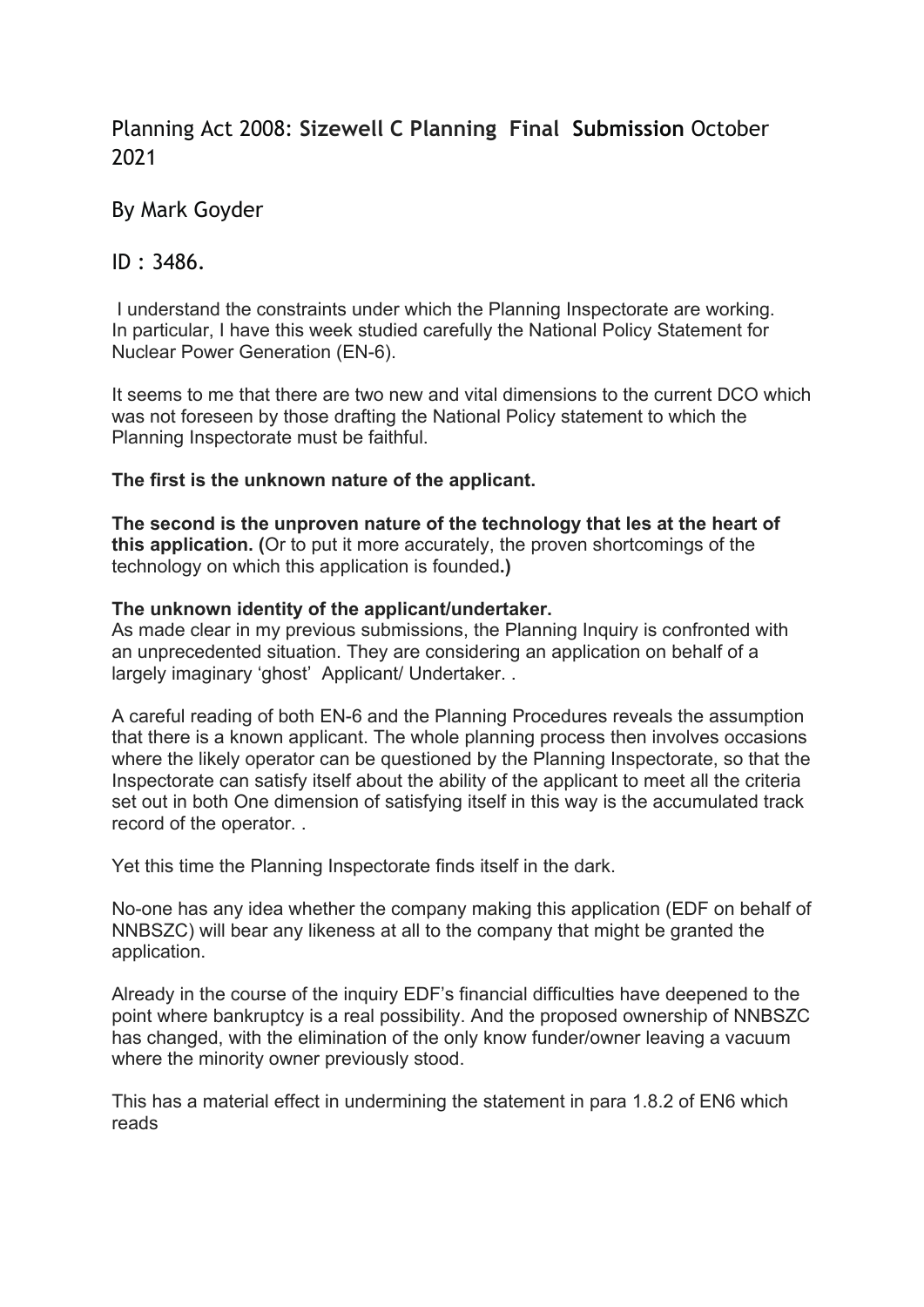# Planning Act 2008: **Sizewell C Planning Final Submission** October 2021

By Mark Goyder

ID : 3486.

I understand the constraints under which the Planning Inspectorate are working. In particular, I have this week studied carefully the National Policy Statement for Nuclear Power Generation (EN-6).

It seems to me that there are two new and vital dimensions to the current DCO which was not foreseen by those drafting the National Policy statement to which the Planning Inspectorate must be faithful.

**The first is the unknown nature of the applicant.**

**The second is the unproven nature of the technology that les at the heart of this application. (**Or to put it more accurately, the proven shortcomings of the technology on which this application is founded**.)**

**The unknown identity of the applicant/undertaker.**

As made clear in my previous submissions, the Planning Inquiry is confronted with an unprecedented situation. They are considering an application on behalf of a largely imaginary 'ghost' Applicant/ Undertaker. .

A careful reading of both EN-6 and the Planning Procedures reveals the assumption that there is a known applicant. The whole planning process then involves occasions where the likely operator can be questioned by the Planning Inspectorate, so that the Inspectorate can satisfy itself about the ability of the applicant to meet all the criteria set out in both One dimension of satisfying itself in this way is the accumulated track record of the operator. .

Yet this time the Planning Inspectorate finds itself in the dark.

No-one has any idea whether the company making this application (EDF on behalf of NNBSZC) will bear any likeness at all to the company that might be granted the application.

Already in the course of the inquiry EDF's financial difficulties have deepened to the point where bankruptcy is a real possibility. And the proposed ownership of NNBSZC has changed, with the elimination of the only know funder/owner leaving a vacuum where the minority owner previously stood.

This has a material effect in undermining the statement in para 1.8.2 of EN6 which reads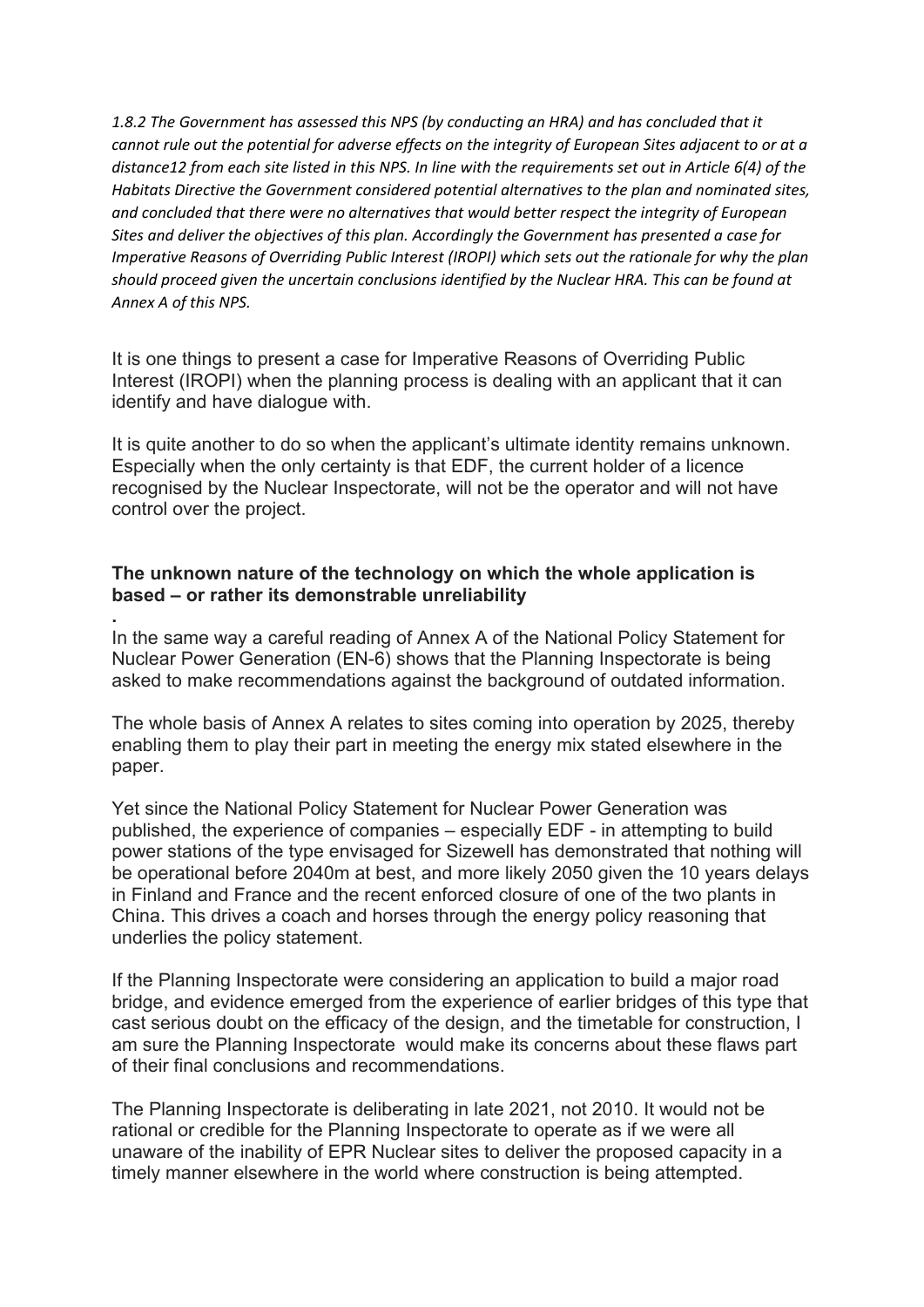*1.8.2 The Government has assessed this NPS (by conducting an HRA) and has concluded that it cannot rule out the potential for adverse effects on the integrity of European Sites adjacent to or at a distance12 from each site listed in this NPS. In line with the requirements set out in Article 6(4) of the Habitats Directive the Government considered potential alternatives to the plan and nominated sites, and concluded that there were no alternatives that would better respect the integrity of European Sites and deliver the objectives of this plan. Accordingly the Government has presented a case for Imperative Reasons of Overriding Public Interest (IROPI) which sets out the rationale for why the plan should proceed given the uncertain conclusions identified by the Nuclear HRA. This can be found at Annex A of this NPS.*

It is one things to present a case for Imperative Reasons of Overriding Public Interest (IROPI) when the planning process is dealing with an applicant that it can identify and have dialogue with.

It is quite another to do so when the applicant's ultimate identity remains unknown. Especially when the only certainty is that EDF, the current holder of a licence recognised by the Nuclear Inspectorate, will not be the operator and will not have control over the project.

**The unknown nature of the technology on which the whole application is based – or rather its demonstrable unreliability**

.
In the same way a careful reading of Annex A of the National Policy Statement for Nuclear Power Generation (EN-6) shows that the Planning Inspectorate is being asked to make recommendations against the background of outdated information.

The whole basis of Annex A relates to sites coming into operation by 2025, thereby enabling them to play their part in meeting the energy mix stated elsewhere in the paper.

Yet since the National Policy Statement for Nuclear Power Generation was published, the experience of companies – especially EDF - in attempting to build power stations of the type envisaged for Sizewell has demonstrated that nothing will be operational before 2040m at best, and more likely 2050 given the 10 years delays in Finland and France and the recent enforced closure of one of the two plants in China. This drives a coach and horses through the energy policy reasoning that underlies the policy statement.

If the Planning Inspectorate were considering an application to build a major road bridge, and evidence emerged from the experience of earlier bridges of this type that cast serious doubt on the efficacy of the design, and the timetable for construction, I am sure the Planning Inspectorate would make its concerns about these flaws part of their final conclusions and recommendations.

The Planning Inspectorate is deliberating in late 2021, not 2010. It would not be rational or credible for the Planning Inspectorate to operate as if we were all unaware of the inability of EPR Nuclear sites to deliver the proposed capacity in a timely manner elsewhere in the world where construction is being attempted.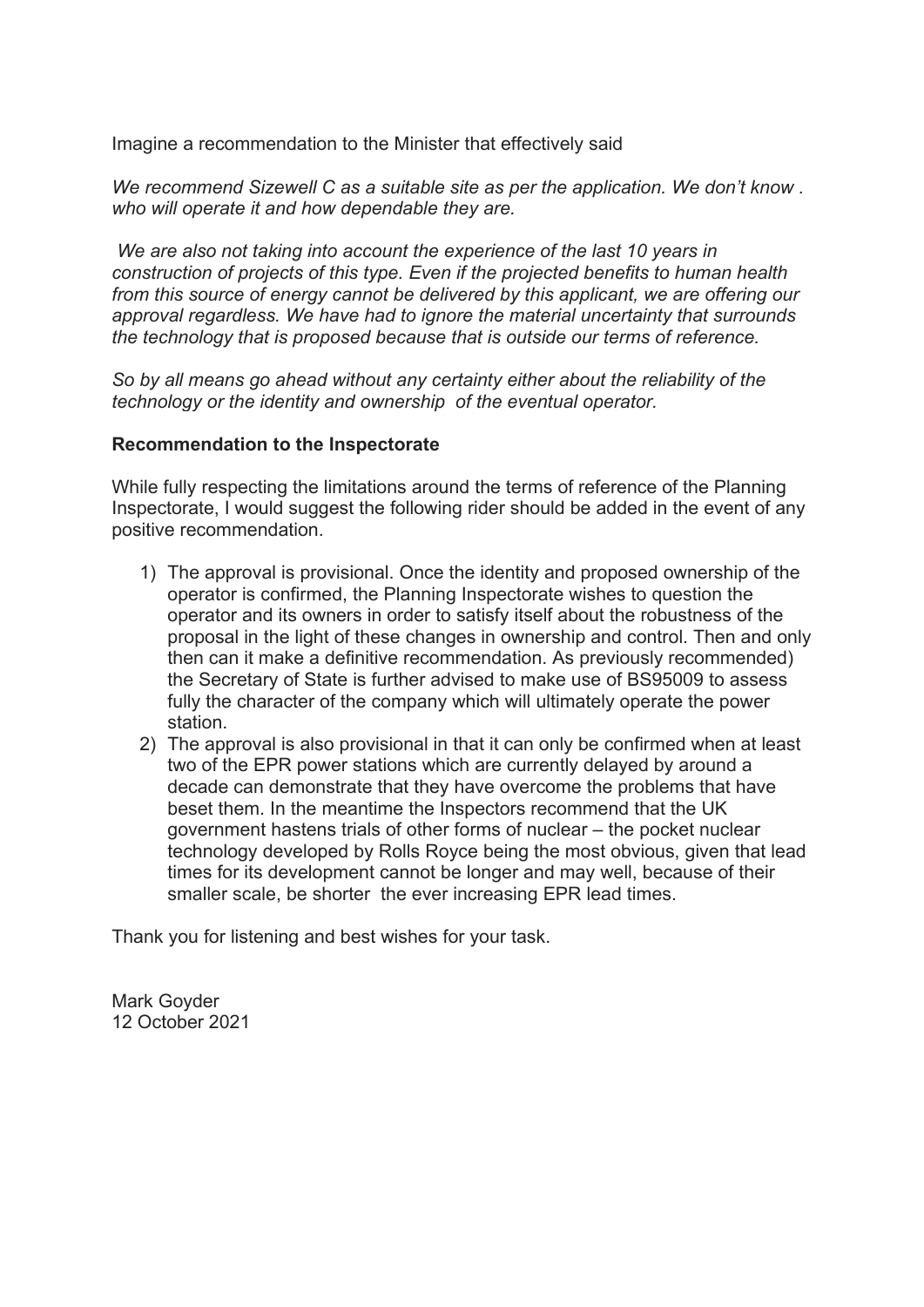Imagine a recommendation to the Minister that effectively said

*We recommend Sizewell C as a suitable site as per the application. We don't know . who will operate it and how dependable they are.*

*We are also not taking into account the experience of the last 10 years in construction of projects of this type. Even if the projected benefits to human health from this source of energy cannot be delivered by this applicant, we are offering our approval regardless. We have had to ignore the material uncertainty that surrounds the technology that is proposed because that is outside our terms of reference.*

*So by all means go ahead without any certainty either about the reliability of the technology or the identity and ownership of the eventual operator.*

**Recommendation to the Inspectorate**

While fully respecting the limitations around the terms of reference of the Planning Inspectorate, I would suggest the following rider should be added in the event of any positive recommendation.

1) The approval is provisional. Once the identity and proposed ownership of the operator is confirmed, the Planning Inspectorate wishes to question the operator and its owners in order to satisfy itself about the robustness of the proposal in the light of these changes in ownership and control. Then and only then can it make a definitive recommendation. As previously recommended) the Secretary of State is further advised to make use of BS95009 to assess fully the character of the company which will ultimately operate the power station.
2) The approval is also provisional in that it can only be confirmed when at least two of the EPR power stations which are currently delayed by around a decade can demonstrate that they have overcome the problems that have beset them. In the meantime the Inspectors recommend that the UK government hastens trials of other forms of nuclear – the pocket nuclear technology developed by Rolls Royce being the most obvious, given that lead times for its development cannot be longer and may well, because of their smaller scale, be shorter the ever increasing EPR lead times.

Thank you for listening and best wishes for your task.

Mark Goyder
12 October 2021